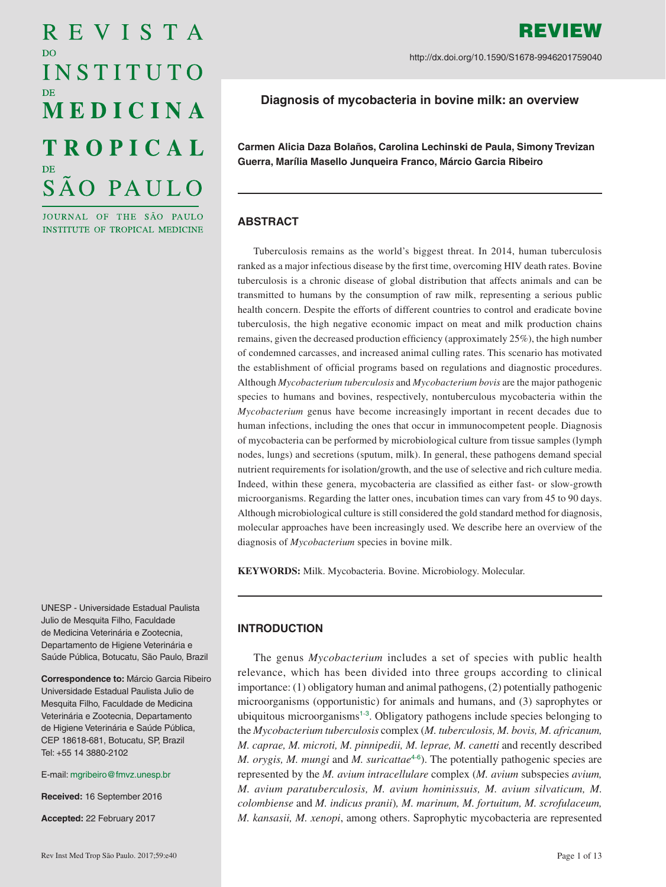# REVISTA DO INSTITUTO DE MEDICINA TROPICAL DE SÃO PAULO

JOURNAL OF THE SÃO PAULO INSTITUTE OF TROPICAL MEDICINE

**REVIEW**

http://dx.doi.org/10.1590/S1678-9946201759040

## Diagnosis of mycobacteria in bovine milk: an overview

**Carmen Alicia Daza Bolaños, Carolina Lechinski de Paula, Simony Trevizan Guerra, Marília Masello Junqueira Franco, Márcio Garcia Ribeiro**

UNESP - Universidade Estadual Paulista Julio de Mesquita Filho, Faculdade de Medicina Veterinária e Zootecnia, Departamento de Higiene Veterinária e Saúde Pública, Botucatu, São Paulo, Brazil

**Correspondence to:** Márcio Garcia Ribeiro Universidade Estadual Paulista Julio de Mesquita Filho, Faculdade de Medicina Veterinária e Zootecnia, Departamento de Higiene Veterinária e Saúde Pública, CEP 18618-681, Botucatu, SP, Brazil Tel: +55 14 3880-2102

E-mail: mgribeiro@fmvz.unesp.br

**Received:** 16 September 2016

**Accepted:** 22 February 2017

### ABSTRACT

Tuberculosis remains as the world's biggest threat. In 2014, human tuberculosis ranked as a major infectious disease by the first time, overcoming HIV death rates. Bovine tuberculosis is a chronic disease of global distribution that affects animals and can be transmitted to humans by the consumption of raw milk, representing a serious public health concern. Despite the efforts of different countries to control and eradicate bovine tuberculosis, the high negative economic impact on meat and milk production chains remains, given the decreased production efficiency (approximately 25%), the high number of condemned carcasses, and increased animal culling rates. This scenario has motivated the establishment of official programs based on regulations and diagnostic procedures. Although *Mycobacterium tuberculosis* and *Mycobacterium bovis* are the major pathogenic species to humans and bovines, respectively, nontuberculous mycobacteria within the *Mycobacterium* genus have become increasingly important in recent decades due to human infections, including the ones that occur in immunocompetent people. Diagnosis of mycobacteria can be performed by microbiological culture from tissue samples (lymph nodes, lungs) and secretions (sputum, milk). In general, these pathogens demand special nutrient requirements for isolation/growth, and the use of selective and rich culture media. Indeed, within these genera, mycobacteria are classified as either fast- or slow-growth microorganisms. Regarding the latter ones, incubation times can vary from 45 to 90 days. Although microbiological culture is still considered the gold standard method for diagnosis, molecular approaches have been increasingly used. We describe here an overview of the diagnosis of *Mycobacterium* species in bovine milk.

**KEYWORDS:** Milk. Mycobacteria. Bovine. Microbiology. Molecular.

### INTRODUCTION

The genus *Mycobacterium* includes a set of species with public health relevance, which has been divided into three groups according to clinical importance: (1) obligatory human and animal pathogens, (2) potentially pathogenic microorganisms (opportunistic) for animals and humans, and (3) saprophytes or ubiquitous microorganisms[1-3]. Obligatory pathogens include species belonging to the *Mycobacterium tuberculosis* complex (*M. tuberculosis, M. bovis, M. africanum, M. caprae, M. microti, M. pinnipedii, M. leprae, M. canetti* and recently described *M. orygis, M. mungi* and *M. suricattae*[4-6]). The potentially pathogenic species are represented by the *M. avium intracellulare* complex (*M. avium* subspecies *avium, M. avium paratuberculosis, M. avium hominissuis, M. avium silvaticum, M. colombiense* and *M. indicus pranii*), *M. marinum, M. fortuitum, M. scrofulaceum, M. kansasii, M. xenopi*, among others. Saprophytic mycobacteria are represented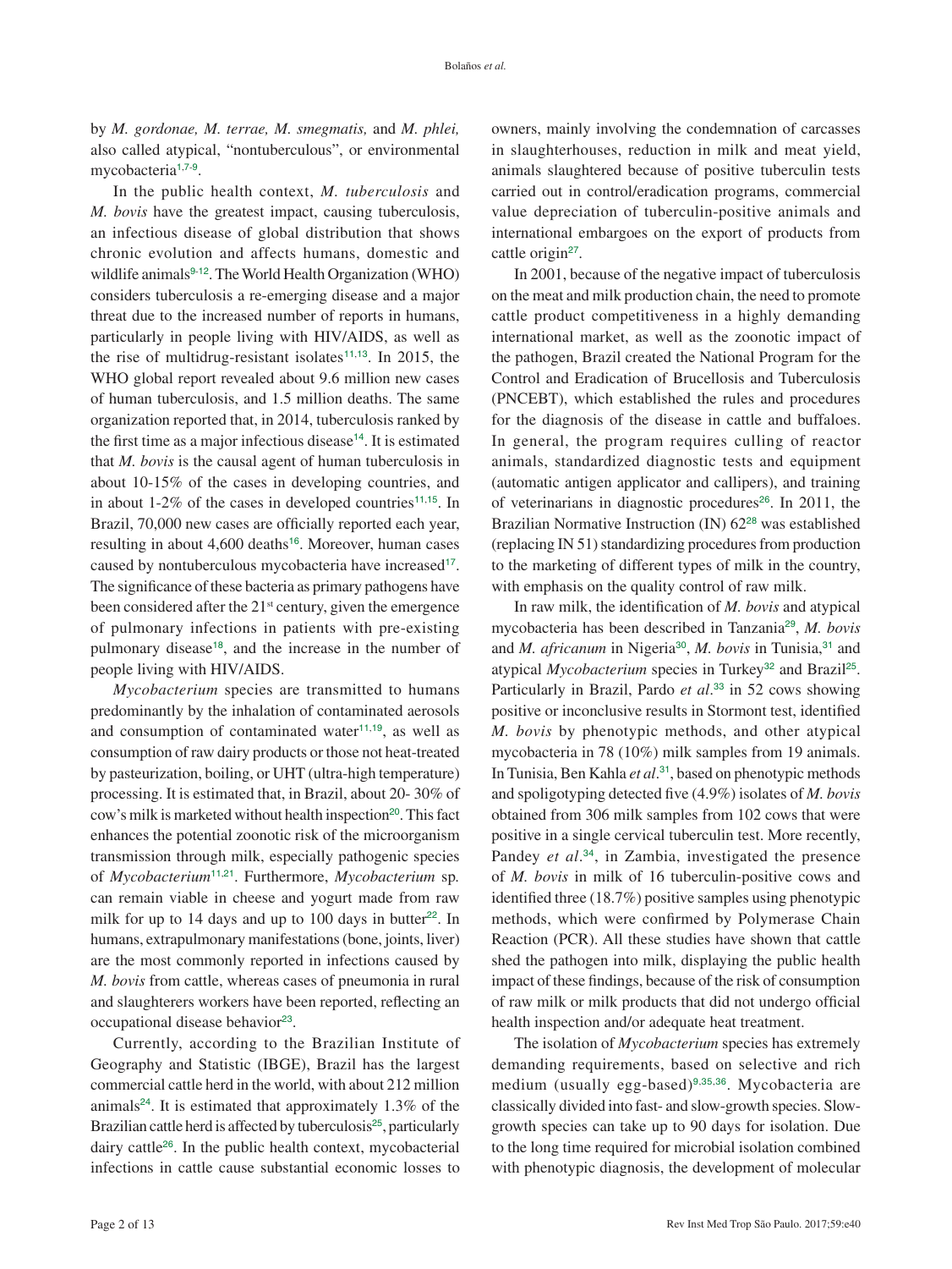by *M. gordonae, M. terrae, M. smegmatis,* and *M. phlei,* also called atypical, "nontuberculous", or environmental mycobacteria[1,7-9].

In the public health context, *M. tuberculosis* and *M. bovis* have the greatest impact, causing tuberculosis, an infectious disease of global distribution that shows chronic evolution and affects humans, domestic and wildlife animals[9-12]. The World Health Organization (WHO) considers tuberculosis a re-emerging disease and a major threat due to the increased number of reports in humans, particularly in people living with HIV/AIDS, as well as the rise of multidrug-resistant isolates[11,13]. In 2015, the WHO global report revealed about 9.6 million new cases of human tuberculosis, and 1.5 million deaths. The same organization reported that, in 2014, tuberculosis ranked by the first time as a major infectious disease[14]. It is estimated that *M. bovis* is the causal agent of human tuberculosis in about 10-15% of the cases in developing countries, and in about 1-2% of the cases in developed countries[11,15]. In Brazil, 70,000 new cases are officially reported each year, resulting in about 4,600 deaths[16]. Moreover, human cases caused by nontuberculous mycobacteria have increased[17]. The significance of these bacteria as primary pathogens have been considered after the 21st century, given the emergence of pulmonary infections in patients with pre-existing pulmonary disease[18], and the increase in the number of people living with HIV/AIDS.

*Mycobacterium* species are transmitted to humans predominantly by the inhalation of contaminated aerosols and consumption of contaminated water[11,19], as well as consumption of raw dairy products or those not heat-treated by pasteurization, boiling, or UHT (ultra-high temperature) processing. It is estimated that, in Brazil, about 20- 30% of cow's milk is marketed without health inspection[20]. This fact enhances the potential zoonotic risk of the microorganism transmission through milk, especially pathogenic species of *Mycobacterium*[11,21]. Furthermore, *Mycobacterium* sp. can remain viable in cheese and yogurt made from raw milk for up to 14 days and up to 100 days in butter[22]. In humans, extrapulmonary manifestations (bone, joints, liver) are the most commonly reported in infections caused by *M. bovis* from cattle, whereas cases of pneumonia in rural and slaughterers workers have been reported, reflecting an occupational disease behavior[23].

Currently, according to the Brazilian Institute of Geography and Statistic (IBGE), Brazil has the largest commercial cattle herd in the world, with about 212 million animals[24]. It is estimated that approximately 1.3% of the Brazilian cattle herd is affected by tuberculosis[25], particularly dairy cattle[26]. In the public health context, mycobacterial infections in cattle cause substantial economic losses to owners, mainly involving the condemnation of carcasses in slaughterhouses, reduction in milk and meat yield, animals slaughtered because of positive tuberculin tests carried out in control/eradication programs, commercial value depreciation of tuberculin-positive animals and international embargoes on the export of products from cattle origin[27].

In 2001, because of the negative impact of tuberculosis on the meat and milk production chain, the need to promote cattle product competitiveness in a highly demanding international market, as well as the zoonotic impact of the pathogen, Brazil created the National Program for the Control and Eradication of Brucellosis and Tuberculosis (PNCEBT), which established the rules and procedures for the diagnosis of the disease in cattle and buffaloes. In general, the program requires culling of reactor animals, standardized diagnostic tests and equipment (automatic antigen applicator and callipers), and training of veterinarians in diagnostic procedures[26]. In 2011, the Brazilian Normative Instruction (IN) 62[28] was established (replacing IN 51) standardizing procedures from production to the marketing of different types of milk in the country, with emphasis on the quality control of raw milk.

In raw milk, the identification of *M. bovis* and atypical mycobacteria has been described in Tanzania[29], *M. bovis* and *M. africanum* in Nigeria[30], *M. bovis* in Tunisia,[31] and atypical *Mycobacterium* species in Turkey[32] and Brazil[25]. Particularly in Brazil, Pardo *et al*.[33] in 52 cows showing positive or inconclusive results in Stormont test, identified *M. bovis* by phenotypic methods, and other atypical mycobacteria in 78 (10%) milk samples from 19 animals. In Tunisia, Ben Kahla *et al*.[31], based on phenotypic methods and spoligotyping detected five (4.9%) isolates of *M. bovis* obtained from 306 milk samples from 102 cows that were positive in a single cervical tuberculin test. More recently, Pandey *et al*.[34], in Zambia, investigated the presence of *M. bovis* in milk of 16 tuberculin-positive cows and identified three (18.7%) positive samples using phenotypic methods, which were confirmed by Polymerase Chain Reaction (PCR). All these studies have shown that cattle shed the pathogen into milk, displaying the public health impact of these findings, because of the risk of consumption of raw milk or milk products that did not undergo official health inspection and/or adequate heat treatment.

The isolation of *Mycobacterium* species has extremely demanding requirements, based on selective and rich medium (usually egg-based)[9,35,36]. Mycobacteria are classically divided into fast- and slow-growth species. Slow-growth species can take up to 90 days for isolation. Due to the long time required for microbial isolation combined with phenotypic diagnosis, the development of molecular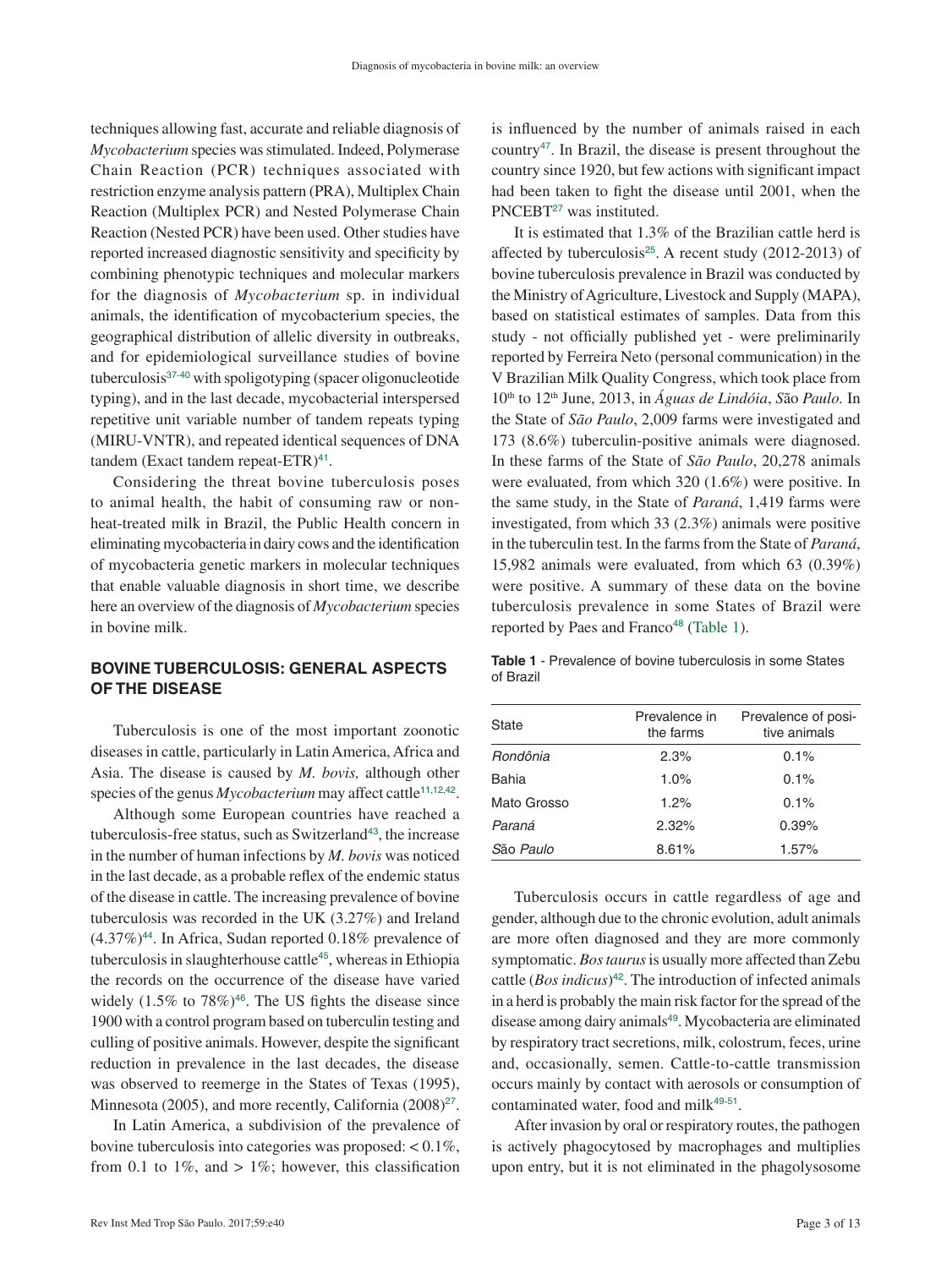techniques allowing fast, accurate and reliable diagnosis of *Mycobacterium* species was stimulated. Indeed, Polymerase Chain Reaction (PCR) techniques associated with restriction enzyme analysis pattern (PRA), Multiplex Chain Reaction (Multiplex PCR) and Nested Polymerase Chain Reaction (Nested PCR) have been used. Other studies have reported increased diagnostic sensitivity and specificity by combining phenotypic techniques and molecular markers for the diagnosis of *Mycobacterium* sp. in individual animals, the identification of mycobacterium species, the geographical distribution of allelic diversity in outbreaks, and for epidemiological surveillance studies of bovine tuberculosis[37-40] with spoligotyping (spacer oligonucleotide typing), and in the last decade, mycobacterial interspersed repetitive unit variable number of tandem repeats typing (MIRU-VNTR), and repeated identical sequences of DNA tandem (Exact tandem repeat-ETR)[41].

Considering the threat bovine tuberculosis poses to animal health, the habit of consuming raw or non-heat-treated milk in Brazil, the Public Health concern in eliminating mycobacteria in dairy cows and the identification of mycobacteria genetic markers in molecular techniques that enable valuable diagnosis in short time, we describe here an overview of the diagnosis of *Mycobacterium* species in bovine milk.

## BOVINE TUBERCULOSIS: GENERAL ASPECTS OF THE DISEASE

Tuberculosis is one of the most important zoonotic diseases in cattle, particularly in Latin America, Africa and Asia. The disease is caused by *M. bovis,* although other species of the genus *Mycobacterium* may affect cattle[11,12,42].

Although some European countries have reached a tuberculosis-free status, such as Switzerland[43], the increase in the number of human infections by *M. bovis* was noticed in the last decade, as a probable reflex of the endemic status of the disease in cattle. The increasing prevalence of bovine tuberculosis was recorded in the UK (3.27%) and Ireland (4.37%)[44]. In Africa, Sudan reported 0.18% prevalence of tuberculosis in slaughterhouse cattle[45], whereas in Ethiopia the records on the occurrence of the disease have varied widely (1.5% to 78%)[46]. The US fights the disease since 1900 with a control program based on tuberculin testing and culling of positive animals. However, despite the significant reduction in prevalence in the last decades, the disease was observed to reemerge in the States of Texas (1995), Minnesota (2005), and more recently, California (2008)[27].

In Latin America, a subdivision of the prevalence of bovine tuberculosis into categories was proposed: < 0.1%, from 0.1 to 1%, and > 1%; however, this classification is influenced by the number of animals raised in each country[47]. In Brazil, the disease is present throughout the country since 1920, but few actions with significant impact had been taken to fight the disease until 2001, when the PNCEBT[27] was instituted.

It is estimated that 1.3% of the Brazilian cattle herd is affected by tuberculosis[25]. A recent study (2012-2013) of bovine tuberculosis prevalence in Brazil was conducted by the Ministry of Agriculture, Livestock and Supply (MAPA), based on statistical estimates of samples. Data from this study - not officially published yet - were preliminarily reported by Ferreira Neto (personal communication) in the V Brazilian Milk Quality Congress, which took place from 10th to 12th June, 2013, in *Águas de Lindóia*, *São Paulo.* In the State of *São Paulo*, 2,009 farms were investigated and 173 (8.6%) tuberculin-positive animals were diagnosed. In these farms of the State of *São Paulo*, 20,278 animals were evaluated, from which 320 (1.6%) were positive. In the same study, in the State of *Paraná*, 1,419 farms were investigated, from which 33 (2.3%) animals were positive in the tuberculin test. In the farms from the State of *Paraná*, 15,982 animals were evaluated, from which 63 (0.39%) were positive. A summary of these data on the bovine tuberculosis prevalence in some States of Brazil were reported by Paes and Franco[48] (Table 1).

**Table 1** - Prevalence of bovine tuberculosis in some States of Brazil

| State | Prevalence in the farms | Prevalence of positive animals |
|---|---|---|
| *Rondônia* | 2.3% | 0.1% |
| Bahia | 1.0% | 0.1% |
| Mato Grosso | 1.2% | 0.1% |
| *Paraná* | 2.32% | 0.39% |
| *São Paulo* | 8.61% | 1.57% |

Tuberculosis occurs in cattle regardless of age and gender, although due to the chronic evolution, adult animals are more often diagnosed and they are more commonly symptomatic. *Bos taurus* is usually more affected than Zebu cattle (*Bos indicus*)[42]. The introduction of infected animals in a herd is probably the main risk factor for the spread of the disease among dairy animals[49]. Mycobacteria are eliminated by respiratory tract secretions, milk, colostrum, feces, urine and, occasionally, semen. Cattle-to-cattle transmission occurs mainly by contact with aerosols or consumption of contaminated water, food and milk[49-51].

After invasion by oral or respiratory routes, the pathogen is actively phagocytosed by macrophages and multiplies upon entry, but it is not eliminated in the phagolysosome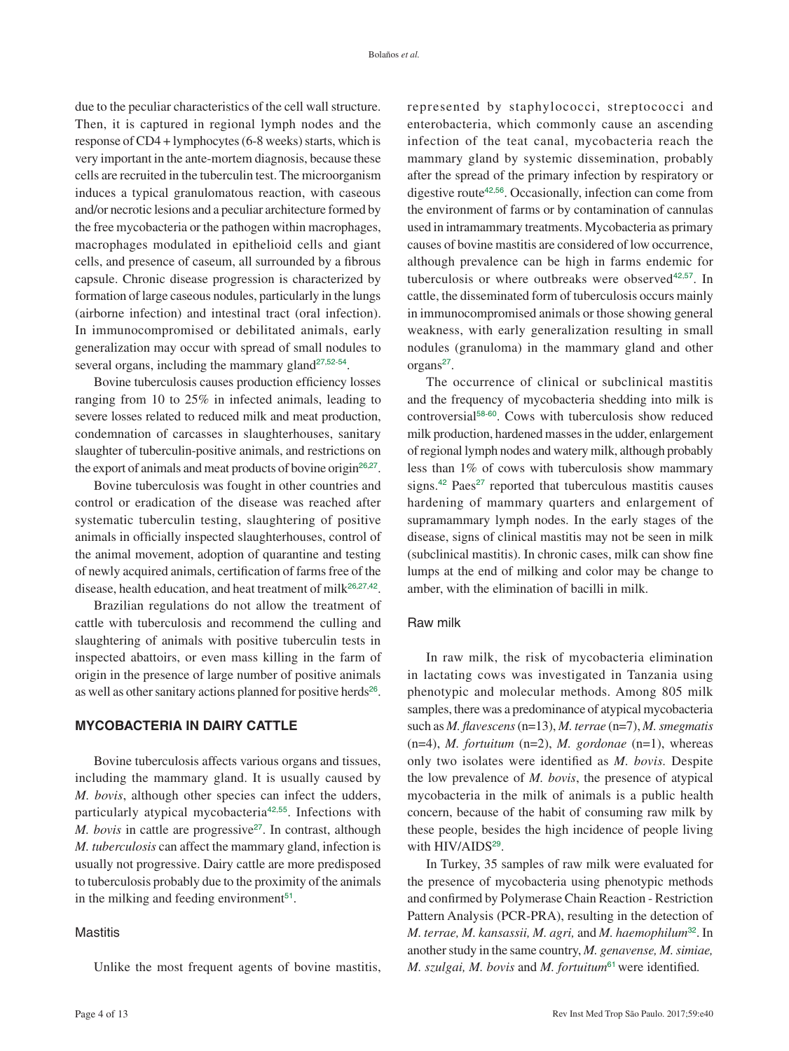due to the peculiar characteristics of the cell wall structure. Then, it is captured in regional lymph nodes and the response of CD4 + lymphocytes (6-8 weeks) starts, which is very important in the ante-mortem diagnosis, because these cells are recruited in the tuberculin test. The microorganism induces a typical granulomatous reaction, with caseous and/or necrotic lesions and a peculiar architecture formed by the free mycobacteria or the pathogen within macrophages, macrophages modulated in epithelioid cells and giant cells, and presence of caseum, all surrounded by a fibrous capsule. Chronic disease progression is characterized by formation of large caseous nodules, particularly in the lungs (airborne infection) and intestinal tract (oral infection). In immunocompromised or debilitated animals, early generalization may occur with spread of small nodules to several organs, including the mammary gland[27,52-54].

Bovine tuberculosis causes production efficiency losses ranging from 10 to 25% in infected animals, leading to severe losses related to reduced milk and meat production, condemnation of carcasses in slaughterhouses, sanitary slaughter of tuberculin-positive animals, and restrictions on the export of animals and meat products of bovine origin[26,27].

Bovine tuberculosis was fought in other countries and control or eradication of the disease was reached after systematic tuberculin testing, slaughtering of positive animals in officially inspected slaughterhouses, control of the animal movement, adoption of quarantine and testing of newly acquired animals, certification of farms free of the disease, health education, and heat treatment of milk[26,27,42].

Brazilian regulations do not allow the treatment of cattle with tuberculosis and recommend the culling and slaughtering of animals with positive tuberculin tests in inspected abattoirs, or even mass killing in the farm of origin in the presence of large number of positive animals as well as other sanitary actions planned for positive herds[26].

## MYCOBACTERIA IN DAIRY CATTLE

Bovine tuberculosis affects various organs and tissues, including the mammary gland. It is usually caused by *M. bovis*, although other species can infect the udders, particularly atypical mycobacteria[42,55]. Infections with *M. bovis* in cattle are progressive[27]. In contrast, although *M. tuberculosis* can affect the mammary gland, infection is usually not progressive. Dairy cattle are more predisposed to tuberculosis probably due to the proximity of the animals in the milking and feeding environment[51].

### Mastitis

Unlike the most frequent agents of bovine mastitis, represented by staphylococci, streptococci and enterobacteria, which commonly cause an ascending infection of the teat canal, mycobacteria reach the mammary gland by systemic dissemination, probably after the spread of the primary infection by respiratory or digestive route[42,56]. Occasionally, infection can come from the environment of farms or by contamination of cannulas used in intramammary treatments. Mycobacteria as primary causes of bovine mastitis are considered of low occurrence, although prevalence can be high in farms endemic for tuberculosis or where outbreaks were observed[42,57]. In cattle, the disseminated form of tuberculosis occurs mainly in immunocompromised animals or those showing general weakness, with early generalization resulting in small nodules (granuloma) in the mammary gland and other organs[27].

The occurrence of clinical or subclinical mastitis and the frequency of mycobacteria shedding into milk is controversial[58-60]. Cows with tuberculosis show reduced milk production, hardened masses in the udder, enlargement of regional lymph nodes and watery milk, although probably less than 1% of cows with tuberculosis show mammary signs.[42] Paes[27] reported that tuberculous mastitis causes hardening of mammary quarters and enlargement of supramammary lymph nodes. In the early stages of the disease, signs of clinical mastitis may not be seen in milk (subclinical mastitis). In chronic cases, milk can show fine lumps at the end of milking and color may be change to amber, with the elimination of bacilli in milk.

### Raw milk

In raw milk, the risk of mycobacteria elimination in lactating cows was investigated in Tanzania using phenotypic and molecular methods. Among 805 milk samples, there was a predominance of atypical mycobacteria such as *M. flavescens* (n=13), *M. terrae* (n=7), *M. smegmatis* (n=4), *M. fortuitum* (n=2), *M. gordonae* (n=1), whereas only two isolates were identified as *M. bovis*. Despite the low prevalence of *M. bovis*, the presence of atypical mycobacteria in the milk of animals is a public health concern, because of the habit of consuming raw milk by these people, besides the high incidence of people living with HIV/AIDS[29].

In Turkey, 35 samples of raw milk were evaluated for the presence of mycobacteria using phenotypic methods and confirmed by Polymerase Chain Reaction - Restriction Pattern Analysis (PCR-PRA), resulting in the detection of *M. terrae, M. kansassii, M. agri,* and *M. haemophilum*[32]. In another study in the same country, *M. genavense, M. simiae, M. szulgai, M. bovis* and *M. fortuitum*[61] were identified.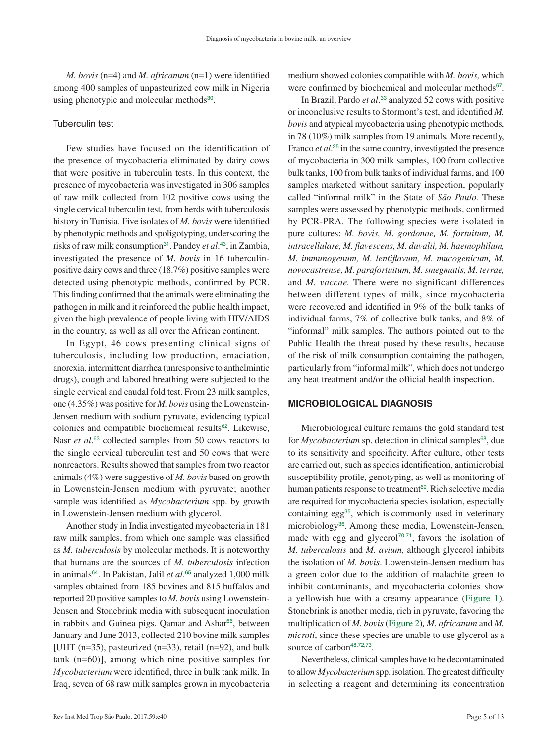*M. bovis* (n=4) and *M. africanum* (n=1) were identified among 400 samples of unpasteurized cow milk in Nigeria using phenotypic and molecular methods[30].

### Tuberculin test

Few studies have focused on the identification of the presence of mycobacteria eliminated by dairy cows that were positive in tuberculin tests. In this context, the presence of mycobacteria was investigated in 306 samples of raw milk collected from 102 positive cows using the single cervical tuberculin test, from herds with tuberculosis history in Tunisia. Five isolates of *M. bovis* were identified by phenotypic methods and spoligotyping, underscoring the risks of raw milk consumption[31]. Pandey *et al*.[43], in Zambia, investigated the presence of *M. bovis* in 16 tuberculin-positive dairy cows and three (18.7%) positive samples were detected using phenotypic methods, confirmed by PCR. This finding confirmed that the animals were eliminating the pathogen in milk and it reinforced the public health impact, given the high prevalence of people living with HIV/AIDS in the country, as well as all over the African continent.

In Egypt, 46 cows presenting clinical signs of tuberculosis, including low production, emaciation, anorexia, intermittent diarrhea (unresponsive to anthelmintic drugs), cough and labored breathing were subjected to the single cervical and caudal fold test. From 23 milk samples, one (4.35%) was positive for *M. bovis* using the Lowenstein-Jensen medium with sodium pyruvate, evidencing typical colonies and compatible biochemical results[62]. Likewise, Nasr *et al*.[63] collected samples from 50 cows reactors to the single cervical tuberculin test and 50 cows that were nonreactors. Results showed that samples from two reactor animals (4%) were suggestive of *M. bovis* based on growth in Lowenstein-Jensen medium with pyruvate; another sample was identified as *Mycobacterium* spp. by growth in Lowenstein-Jensen medium with glycerol.

Another study in India investigated mycobacteria in 181 raw milk samples, from which one sample was classified as *M. tuberculosis* by molecular methods. It is noteworthy that humans are the sources of *M. tuberculosis* infection in animals[64]. In Pakistan, Jalil *et al*.[65] analyzed 1,000 milk samples obtained from 185 bovines and 815 buffalos and reported 20 positive samples to *M. bovis* using Lowenstein-Jensen and Stonebrink media with subsequent inoculation in rabbits and Guinea pigs. Qamar and Ashar[66], between January and June 2013, collected 210 bovine milk samples [UHT (n=35), pasteurized (n=33), retail (n=92), and bulk tank (n=60)], among which nine positive samples for *Mycobacterium* were identified, three in bulk tank milk. In Iraq, seven of 68 raw milk samples grown in mycobacteria medium showed colonies compatible with *M. bovis,* which were confirmed by biochemical and molecular methods[67].

In Brazil, Pardo *et al*.[33] analyzed 52 cows with positive or inconclusive results to Stormont's test, and identified *M. bovis* and atypical mycobacteria using phenotypic methods, in 78 (10%) milk samples from 19 animals. More recently, Franco *et al*.[25] in the same country, investigated the presence of mycobacteria in 300 milk samples, 100 from collective bulk tanks, 100 from bulk tanks of individual farms, and 100 samples marketed without sanitary inspection, popularly called "informal milk" in the State of *São Paulo.* These samples were assessed by phenotypic methods, confirmed by PCR-PRA. The following species were isolated in pure cultures: *M. bovis, M. gordonae, M. fortuitum, M. intracellulare, M. flavescens, M. duvalii, M. haemophilum, M. immunogenum, M. lentiflavum, M. mucogenicum, M. novocastrense, M. parafortuitum, M. smegmatis, M. terrae,* and *M. vaccae.* There were no significant differences between different types of milk, since mycobacteria were recovered and identified in 9% of the bulk tanks of individual farms, 7% of collective bulk tanks, and 8% of "informal" milk samples. The authors pointed out to the Public Health the threat posed by these results, because of the risk of milk consumption containing the pathogen, particularly from "informal milk", which does not undergo any heat treatment and/or the official health inspection.

## MICROBIOLOGICAL DIAGNOSIS

Microbiological culture remains the gold standard test for *Mycobacterium* sp. detection in clinical samples[68], due to its sensitivity and specificity. After culture, other tests are carried out, such as species identification, antimicrobial susceptibility profile, genotyping, as well as monitoring of human patients response to treatment[69]. Rich selective media are required for mycobacteria species isolation, especially containing egg[35], which is commonly used in veterinary microbiology[36]. Among these media, Lowenstein-Jensen, made with egg and glycerol[70,71], favors the isolation of *M. tuberculosis* and *M. avium,* although glycerol inhibits the isolation of *M. bovis*. Lowenstein-Jensen medium has a green color due to the addition of malachite green to inhibit contaminants, and mycobacteria colonies show a yellowish hue with a creamy appearance (Figure 1). Stonebrink is another media, rich in pyruvate, favoring the multiplication of *M. bovis* (Figure 2)*, M. africanum* and *M. microti*, since these species are unable to use glycerol as a source of carbon[48,72,73].

Nevertheless, clinical samples have to be decontaminated to allow *Mycobacterium* spp. isolation. The greatest difficulty in selecting a reagent and determining its concentration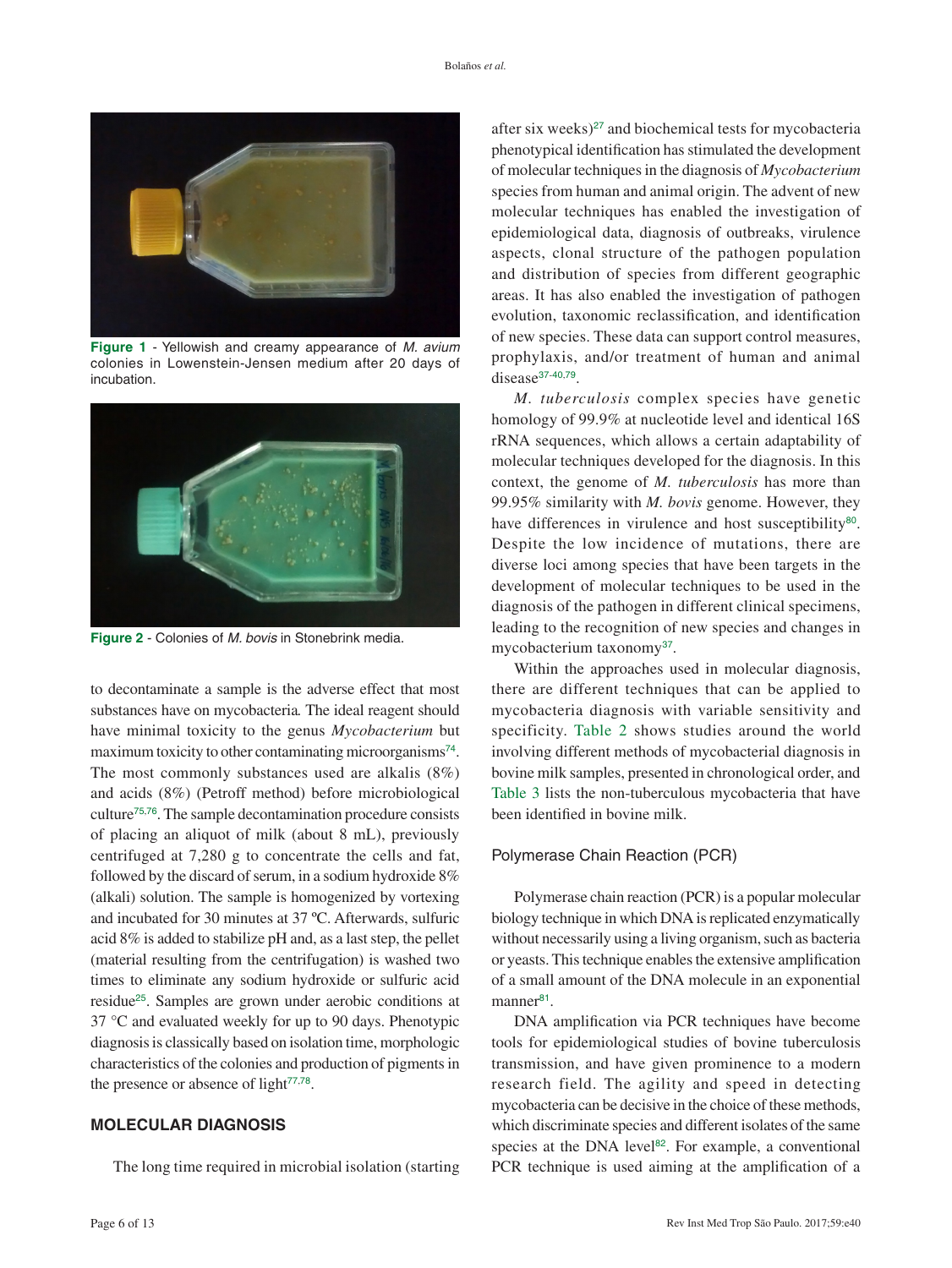**Figure 1** - Yellowish and creamy appearance of *M. avium* colonies in Lowenstein-Jensen medium after 20 days of incubation.

**Figure 2** - Colonies of *M. bovis* in Stonebrink media.

to decontaminate a sample is the adverse effect that most substances have on mycobacteria*.* The ideal reagent should have minimal toxicity to the genus *Mycobacterium* but maximum toxicity to other contaminating microorganisms[74]. The most commonly substances used are alkalis (8%) and acids (8%) (Petroff method) before microbiological culture[75,76]. The sample decontamination procedure consists of placing an aliquot of milk (about 8 mL), previously centrifuged at 7,280 g to concentrate the cells and fat, followed by the discard of serum, in a sodium hydroxide 8% (alkali) solution. The sample is homogenized by vortexing and incubated for 30 minutes at 37 ºC. Afterwards, sulfuric acid 8% is added to stabilize pH and, as a last step, the pellet (material resulting from the centrifugation) is washed two times to eliminate any sodium hydroxide or sulfuric acid residue[25]. Samples are grown under aerobic conditions at 37 °C and evaluated weekly for up to 90 days. Phenotypic diagnosis is classically based on isolation time, morphologic characteristics of the colonies and production of pigments in the presence or absence of light[77,78].

## MOLECULAR DIAGNOSIS

The long time required in microbial isolation (starting after six weeks)[27] and biochemical tests for mycobacteria phenotypical identification has stimulated the development of molecular techniques in the diagnosis of *Mycobacterium* species from human and animal origin. The advent of new molecular techniques has enabled the investigation of epidemiological data, diagnosis of outbreaks, virulence aspects, clonal structure of the pathogen population and distribution of species from different geographic areas. It has also enabled the investigation of pathogen evolution, taxonomic reclassification, and identification of new species. These data can support control measures, prophylaxis, and/or treatment of human and animal disease[37-40,79].

*M. tuberculosis* complex species have genetic homology of 99.9% at nucleotide level and identical 16S rRNA sequences, which allows a certain adaptability of molecular techniques developed for the diagnosis. In this context, the genome of *M. tuberculosis* has more than 99.95% similarity with *M. bovis* genome. However, they have differences in virulence and host susceptibility[80]. Despite the low incidence of mutations, there are diverse loci among species that have been targets in the development of molecular techniques to be used in the diagnosis of the pathogen in different clinical specimens, leading to the recognition of new species and changes in mycobacterium taxonomy[37].

Within the approaches used in molecular diagnosis, there are different techniques that can be applied to mycobacteria diagnosis with variable sensitivity and specificity. Table 2 shows studies around the world involving different methods of mycobacterial diagnosis in bovine milk samples, presented in chronological order, and Table 3 lists the non-tuberculous mycobacteria that have been identified in bovine milk.

### Polymerase Chain Reaction (PCR)

Polymerase chain reaction (PCR) is a popular molecular biology technique in which DNA is replicated enzymatically without necessarily using a living organism, such as bacteria or yeasts. This technique enables the extensive amplification of a small amount of the DNA molecule in an exponential manner[81].

DNA amplification via PCR techniques have become tools for epidemiological studies of bovine tuberculosis transmission, and have given prominence to a modern research field. The agility and speed in detecting mycobacteria can be decisive in the choice of these methods, which discriminate species and different isolates of the same species at the DNA level[82]. For example, a conventional PCR technique is used aiming at the amplification of a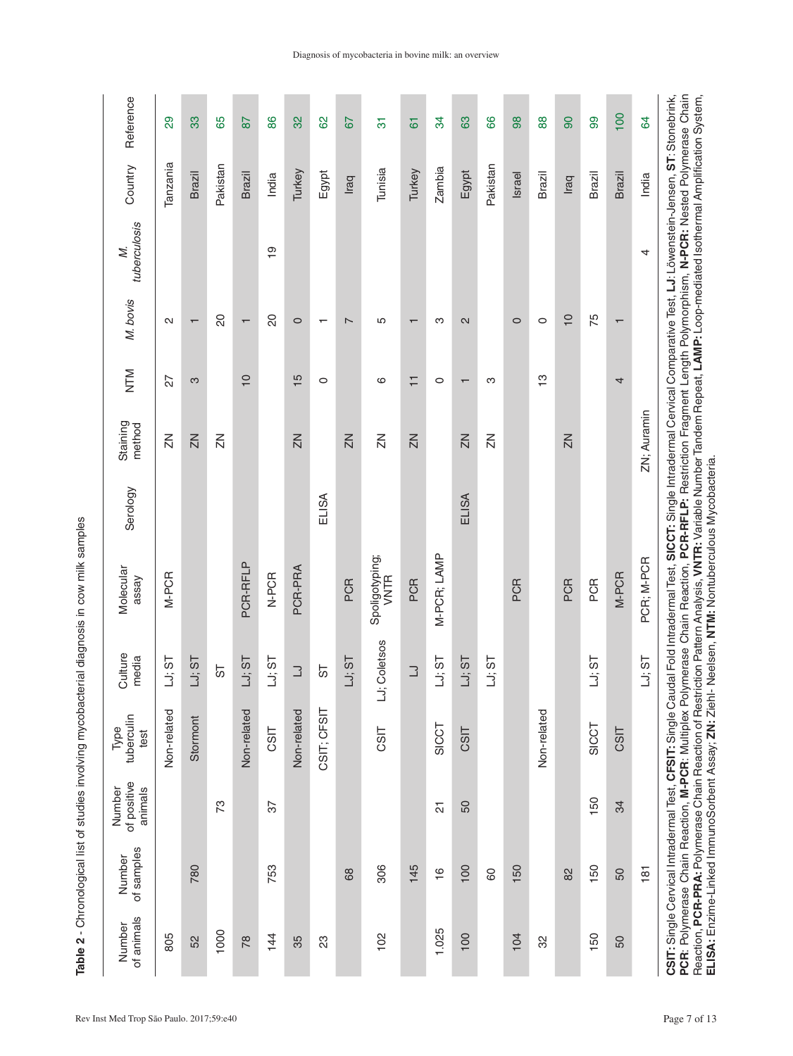**Table 2** - Chronological list of studies involving mycobacterial diagnosis in cow milk samples

| Number of animals | Number of samples | Number of positive animals | Type tuberculin test | Culture media | Molecular assay | Serology | Staining method | NTM | *M. bovis* | *M. tuberculosis* | Country | Reference |
|---|---|---|---|---|---|---|---|---|---|---|---|---|
| 805 | | | Non-related | LJ; ST | M-PCR | | ZN | 27 | 2 | | Tanzania | 29 |
| 52 | 780 | | Stormont | LJ; ST | | | ZN | 3 | 1 | | Brazil | 33 |
| 1000 | | 73 | | ST | | | ZN | | 20 | | Pakistan | 65 |
| 78 | | | Non-related | LJ; ST | PCR-RFLP | | | 10 | 1 | | Brazil | 87 |
| 144 | 753 | 37 | CSIT | LJ; ST | N-PCR | | | | 20 | 19 | India | 86 |
| 35 | | | Non-related | LJ | PCR-PRA | | ZN | 15 | 0 | | Turkey | 32 |
| 23 | | | CSIT; CFSIT | ST | | ELISA | | 0 | 1 | | Egypt | 62 |
| | 68 | | | LJ; ST | PCR | | ZN | | 7 | | Iraq | 67 |
| 102 | 306 | | CSIT | LJ; Coletsos | Spoligotyping; VNTR | | ZN | 6 | 5 | | Tunisia | 31 |
| | 145 | | | LJ | PCR | | ZN | 11 | 1 | | Turkey | 61 |
| 1.025 | 16 | 21 | SICCT | LJ; ST | M-PCR; LAMP | | | 0 | 3 | | Zambia | 34 |
| 100 | 100 | 50 | CSIT | LJ; ST | | ELISA | ZN | 1 | 2 | | Egypt | 63 |
| | 60 | | | LJ; ST | | | ZN | 3 | | | Pakistan | 66 |
| 104 | 150 | | | | PCR | | | | 0 | | Israel | 98 |
| 32 | | | Non-related | | | | | 13 | 0 | | Brazil | 88 |
| | 82 | | | | PCR | | ZN | | 10 | | Iraq | 90 |
| 150 | 150 | 150 | SICCT | LJ; ST | PCR | | | | 75 | | Brazil | 99 |
| 50 | 50 | 34 | CSIT | | M-PCR | | | 4 | 1 | | Brazil | 100 |
| | 181 | | | LJ; ST | PCR; M-PCR | | ZN; Auramin | | | 4 | India | 64 |

**CSIT:** Single Cervical Intradermal Test, **CFSIT:** Single Caudal Fold Intradermal Test, **SICCT:** Single Intradermal Cervical Comparative Test, **LJ:** Löwenstein-Jensen, **ST:** Stonebrink, **PCR**: Polymerase Chain Reaction, **M-PCR**: Multiplex Polymerase Chain Reaction, **PCR-RFLP:** Restriction Fragment Length Polymorphism, **N-PCR:** Nested Polymerase Chain Reaction, **PCR-PRA:** Polymerase Chain Reaction of Restriction Pattern Analysis, **VNTR:** Variable Number Tandem Repeat, **LAMP:** Loop-mediated Isothermal Amplification System, **ELISA:** Enzime-Linked ImmunoSorbent Assay; **ZN:** Ziehl- Neelsen, **NTM:** Nontuberculous Mycobacteria.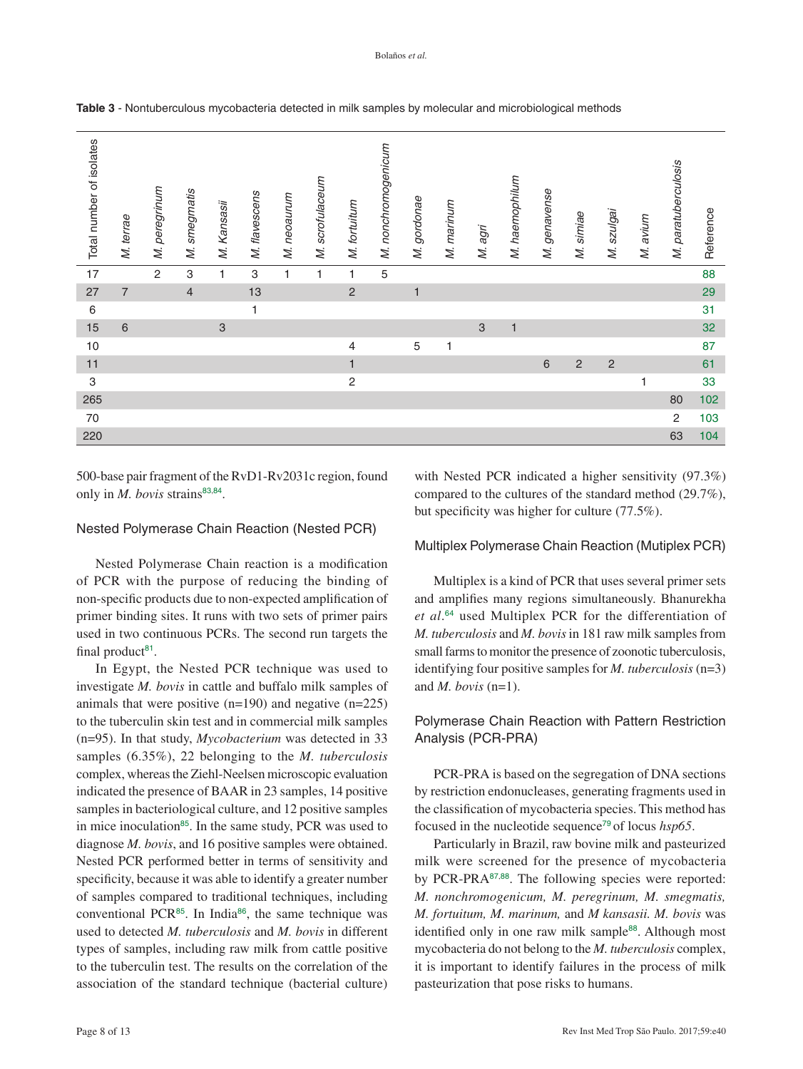**Table 3** - Nontuberculous mycobacteria detected in milk samples by molecular and microbiological methods

| Total number of isolates | *M. terrae* | *M. peregrinum* | *M. smegmatis* | *M. Kansasii* | *M. flavescens* | *M. neoaurum* | *M. scrofulaceum* | *M. fortuitum* | *M. nonchromogenicum* | *M. gordonae* | *M. marinum* | *M. agri* | *M. haemophilum* | *M. genavense* | *M. simiae* | *M. szulgai* | *M. avium* | *M. paratuberculosis* | Reference |
|---|---|---|---|---|---|---|---|---|---|---|---|---|---|---|---|---|---|---|---|
| 17 | | 2 | 3 | 1 | 3 | 1 | 1 | 1 | 5 | | | | | | | | | | 88 |
| 27 | 7 | | 4 | | 13 | | | 2 | | 1 | | | | | | | | | 29 |
| 6 | | | | | 1 | | | | | | | | | | | | | | 31 |
| 15 | 6 | | | 3 | | | | | | | | 3 | 1 | | | | | | 32 |
| 10 | | | | | | | | 4 | | 5 | 1 | | | | | | | | 87 |
| 11 | | | | | | | | 1 | | | | | | 6 | 2 | 2 | | | 61 |
| 3 | | | | | | | | 2 | | | | | | | | | 1 | | 33 |
| 265 | | | | | | | | | | | | | | | | | | 80 | 102 |
| 70 | | | | | | | | | | | | | | | | | | 2 | 103 |
| 220 | | | | | | | | | | | | | | | | | | 63 | 104 |

500-base pair fragment of the RvD1-Rv2031c region, found only in *M. bovis* strains[83,84].

### Nested Polymerase Chain Reaction (Nested PCR)

Nested Polymerase Chain reaction is a modification of PCR with the purpose of reducing the binding of non-specific products due to non-expected amplification of primer binding sites. It runs with two sets of primer pairs used in two continuous PCRs. The second run targets the final product[81].

In Egypt, the Nested PCR technique was used to investigate *M. bovis* in cattle and buffalo milk samples of animals that were positive (n=190) and negative (n=225) to the tuberculin skin test and in commercial milk samples (n=95). In that study, *Mycobacterium* was detected in 33 samples (6.35%), 22 belonging to the *M. tuberculosis* complex, whereas the Ziehl-Neelsen microscopic evaluation indicated the presence of BAAR in 23 samples, 14 positive samples in bacteriological culture, and 12 positive samples in mice inoculation[85]. In the same study, PCR was used to diagnose *M. bovis*, and 16 positive samples were obtained. Nested PCR performed better in terms of sensitivity and specificity, because it was able to identify a greater number of samples compared to traditional techniques, including conventional PCR[85]. In India[86], the same technique was used to detected *M. tuberculosis* and *M. bovis* in different types of samples, including raw milk from cattle positive to the tuberculin test. The results on the correlation of the association of the standard technique (bacterial culture) with Nested PCR indicated a higher sensitivity (97.3%) compared to the cultures of the standard method (29.7%), but specificity was higher for culture (77.5%).

### Multiplex Polymerase Chain Reaction (Mutiplex PCR)

Multiplex is a kind of PCR that uses several primer sets and amplifies many regions simultaneously. Bhanurekha *et al*.[64] used Multiplex PCR for the differentiation of *M. tuberculosis* and *M. bovis* in 181 raw milk samples from small farms to monitor the presence of zoonotic tuberculosis, identifying four positive samples for *M. tuberculosis* (n=3) and *M. bovis* (n=1).

### Polymerase Chain Reaction with Pattern Restriction Analysis (PCR-PRA)

PCR-PRA is based on the segregation of DNA sections by restriction endonucleases, generating fragments used in the classification of mycobacteria species. This method has focused in the nucleotide sequence[79] of locus *hsp65*.

Particularly in Brazil, raw bovine milk and pasteurized milk were screened for the presence of mycobacteria by PCR-PRA[87,88]. The following species were reported: *M. nonchromogenicum, M. peregrinum, M. smegmatis, M. fortuitum, M. marinum,* and *M kansasii. M. bovis* was identified only in one raw milk sample[88]. Although most mycobacteria do not belong to the *M. tuberculosis* complex, it is important to identify failures in the process of milk pasteurization that pose risks to humans.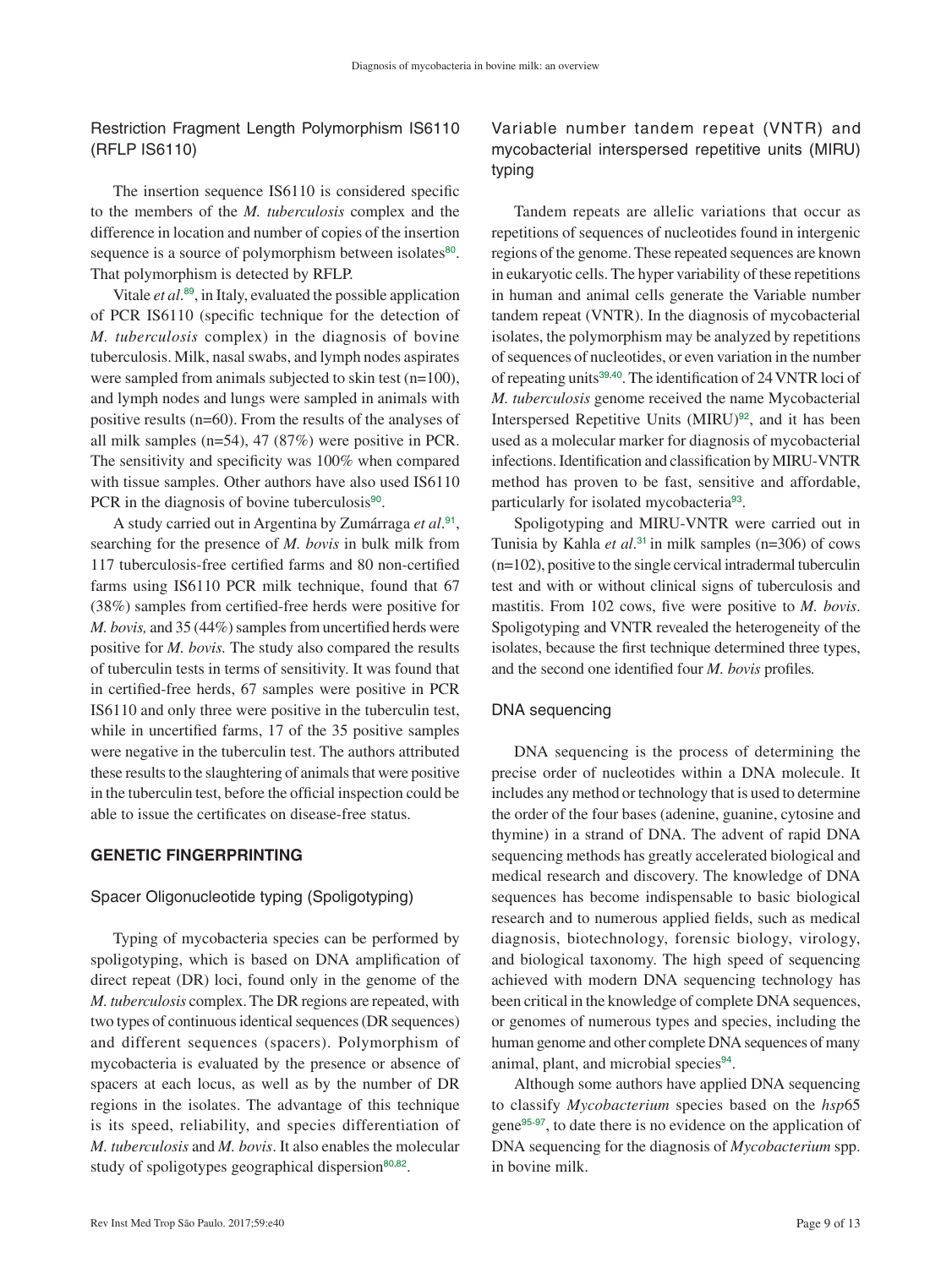### Restriction Fragment Length Polymorphism IS6110 (RFLP IS6110)

The insertion sequence IS6110 is considered specific to the members of the *M. tuberculosis* complex and the difference in location and number of copies of the insertion sequence is a source of polymorphism between isolates[80]. That polymorphism is detected by RFLP.

Vitale *et al*.[89], in Italy, evaluated the possible application of PCR IS6110 (specific technique for the detection of *M. tuberculosis* complex) in the diagnosis of bovine tuberculosis. Milk, nasal swabs, and lymph nodes aspirates were sampled from animals subjected to skin test (n=100), and lymph nodes and lungs were sampled in animals with positive results (n=60). From the results of the analyses of all milk samples (n=54), 47 (87%) were positive in PCR. The sensitivity and specificity was 100% when compared with tissue samples. Other authors have also used IS6110 PCR in the diagnosis of bovine tuberculosis[90].

A study carried out in Argentina by Zumárraga *et al*.[91], searching for the presence of *M. bovis* in bulk milk from 117 tuberculosis-free certified farms and 80 non-certified farms using IS6110 PCR milk technique, found that 67 (38%) samples from certified-free herds were positive for *M. bovis,* and 35 (44%) samples from uncertified herds were positive for *M. bovis.* The study also compared the results of tuberculin tests in terms of sensitivity. It was found that in certified-free herds, 67 samples were positive in PCR IS6110 and only three were positive in the tuberculin test, while in uncertified farms, 17 of the 35 positive samples were negative in the tuberculin test. The authors attributed these results to the slaughtering of animals that were positive in the tuberculin test, before the official inspection could be able to issue the certificates on disease-free status.

## GENETIC FINGERPRINTING

### Spacer Oligonucleotide typing (Spoligotyping)

Typing of mycobacteria species can be performed by spoligotyping, which is based on DNA amplification of direct repeat (DR) loci, found only in the genome of the *M. tuberculosis* complex. The DR regions are repeated, with two types of continuous identical sequences (DR sequences) and different sequences (spacers). Polymorphism of mycobacteria is evaluated by the presence or absence of spacers at each locus, as well as by the number of DR regions in the isolates. The advantage of this technique is its speed, reliability, and species differentiation of *M. tuberculosis* and *M. bovis*. It also enables the molecular study of spoligotypes geographical dispersion[80,82].

### Variable number tandem repeat (VNTR) and mycobacterial interspersed repetitive units (MIRU) typing

Tandem repeats are allelic variations that occur as repetitions of sequences of nucleotides found in intergenic regions of the genome. These repeated sequences are known in eukaryotic cells. The hyper variability of these repetitions in human and animal cells generate the Variable number tandem repeat (VNTR). In the diagnosis of mycobacterial isolates, the polymorphism may be analyzed by repetitions of sequences of nucleotides, or even variation in the number of repeating units[39,40]. The identification of 24 VNTR loci of *M. tuberculosis* genome received the name Mycobacterial Interspersed Repetitive Units (MIRU)[92], and it has been used as a molecular marker for diagnosis of mycobacterial infections. Identification and classification by MIRU-VNTR method has proven to be fast, sensitive and affordable, particularly for isolated mycobacteria[93].

Spoligotyping and MIRU-VNTR were carried out in Tunisia by Kahla *et al*.[31] in milk samples (n=306) of cows (n=102), positive to the single cervical intradermal tuberculin test and with or without clinical signs of tuberculosis and mastitis. From 102 cows, five were positive to *M. bovis*. Spoligotyping and VNTR revealed the heterogeneity of the isolates, because the first technique determined three types, and the second one identified four *M. bovis* profiles*.*

### DNA sequencing

DNA sequencing is the process of determining the precise order of nucleotides within a DNA molecule. It includes any method or technology that is used to determine the order of the four bases (adenine, guanine, cytosine and thymine) in a strand of DNA. The advent of rapid DNA sequencing methods has greatly accelerated biological and medical research and discovery. The knowledge of DNA sequences has become indispensable to basic biological research and to numerous applied fields, such as medical diagnosis, biotechnology, forensic biology, virology, and biological taxonomy. The high speed of sequencing achieved with modern DNA sequencing technology has been critical in the knowledge of complete DNA sequences, or genomes of numerous types and species, including the human genome and other complete DNA sequences of many animal, plant, and microbial species[94].

Although some authors have applied DNA sequencing to classify *Mycobacterium* species based on the *hsp*65 gene[95-97], to date there is no evidence on the application of DNA sequencing for the diagnosis of *Mycobacterium* spp. in bovine milk.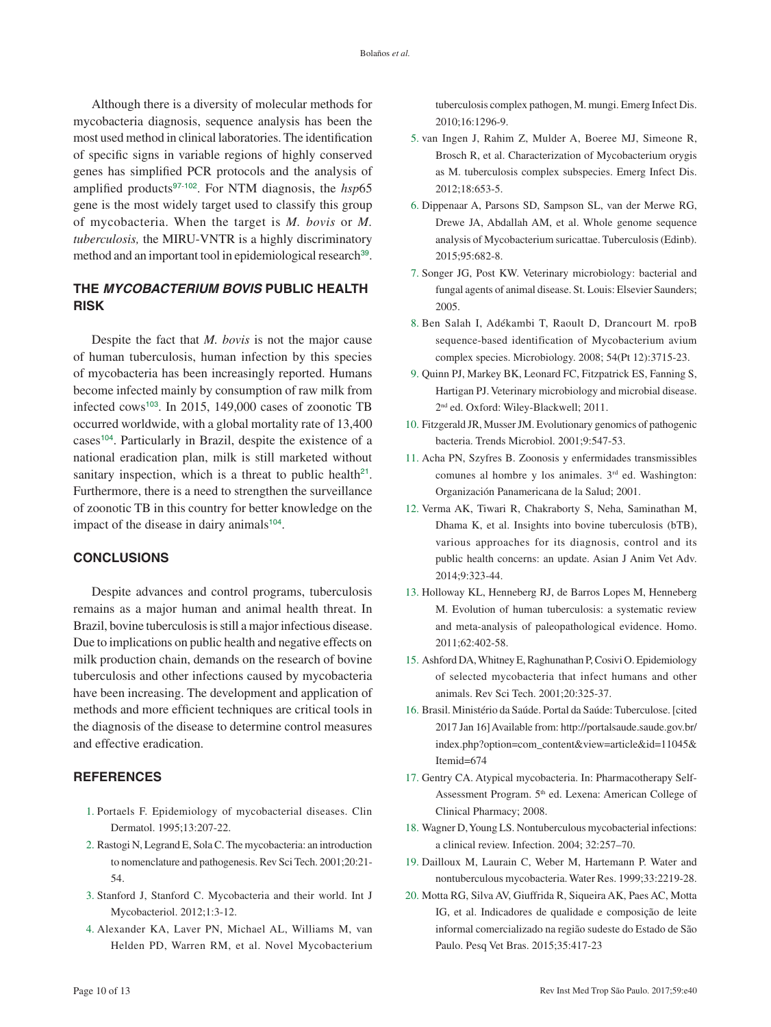Although there is a diversity of molecular methods for mycobacteria diagnosis, sequence analysis has been the most used method in clinical laboratories. The identification of specific signs in variable regions of highly conserved genes has simplified PCR protocols and the analysis of amplified products[97-102]. For NTM diagnosis, the *hsp*65 gene is the most widely target used to classify this group of mycobacteria. When the target is *M. bovis* or *M. tuberculosis,* the MIRU-VNTR is a highly discriminatory method and an important tool in epidemiological research[39].

## THE *MYCOBACTERIUM BOVIS* PUBLIC HEALTH RISK

Despite the fact that *M. bovis* is not the major cause of human tuberculosis, human infection by this species of mycobacteria has been increasingly reported. Humans become infected mainly by consumption of raw milk from infected cows[103]. In 2015, 149,000 cases of zoonotic TB occurred worldwide, with a global mortality rate of 13,400 cases[104]. Particularly in Brazil, despite the existence of a national eradication plan, milk is still marketed without sanitary inspection, which is a threat to public health[21]. Furthermore, there is a need to strengthen the surveillance of zoonotic TB in this country for better knowledge on the impact of the disease in dairy animals[104].

## CONCLUSIONS

Despite advances and control programs, tuberculosis remains as a major human and animal health threat. In Brazil, bovine tuberculosis is still a major infectious disease. Due to implications on public health and negative effects on milk production chain, demands on the research of bovine tuberculosis and other infections caused by mycobacteria have been increasing. The development and application of methods and more efficient techniques are critical tools in the diagnosis of the disease to determine control measures and effective eradication.

## REFERENCES

1. Portaels F. Epidemiology of mycobacterial diseases. Clin Dermatol. 1995;13:207-22.
2. Rastogi N, Legrand E, Sola C. The mycobacteria: an introduction to nomenclature and pathogenesis. Rev Sci Tech. 2001;20:21-54.
3. Stanford J, Stanford C. Mycobacteria and their world. Int J Mycobacteriol. 2012;1:3-12.
4. Alexander KA, Laver PN, Michael AL, Williams M, van Helden PD, Warren RM, et al. Novel Mycobacterium tuberculosis complex pathogen, M. mungi. Emerg Infect Dis. 2010;16:1296-9.
5. van Ingen J, Rahim Z, Mulder A, Boeree MJ, Simeone R, Brosch R, et al. Characterization of Mycobacterium orygis as M. tuberculosis complex subspecies. Emerg Infect Dis. 2012;18:653-5.
6. Dippenaar A, Parsons SD, Sampson SL, van der Merwe RG, Drewe JA, Abdallah AM, et al. Whole genome sequence analysis of Mycobacterium suricattae. Tuberculosis (Edinb). 2015;95:682-8.
7. Songer JG, Post KW. Veterinary microbiology: bacterial and fungal agents of animal disease. St. Louis: Elsevier Saunders; 2005.
8. Ben Salah I, Adékambi T, Raoult D, Drancourt M. rpoB sequence-based identification of Mycobacterium avium complex species. Microbiology. 2008; 54(Pt 12):3715-23.
9. Quinn PJ, Markey BK, Leonard FC, Fitzpatrick ES, Fanning S, Hartigan PJ. Veterinary microbiology and microbial disease. 2nd ed. Oxford: Wiley-Blackwell; 2011.
10. Fitzgerald JR, Musser JM. Evolutionary genomics of pathogenic bacteria. Trends Microbiol. 2001;9:547-53.
11. Acha PN, Szyfres B. Zoonosis y enfermidades transmissibles comunes al hombre y los animales. 3rd ed. Washington: Organización Panamericana de la Salud; 2001.
12. Verma AK, Tiwari R, Chakraborty S, Neha, Saminathan M, Dhama K, et al. Insights into bovine tuberculosis (bTB), various approaches for its diagnosis, control and its public health concerns: an update. Asian J Anim Vet Adv. 2014;9:323-44.
13. Holloway KL, Henneberg RJ, de Barros Lopes M, Henneberg M. Evolution of human tuberculosis: a systematic review and meta-analysis of paleopathological evidence. Homo. 2011;62:402-58.
15. Ashford DA, Whitney E, Raghunathan P, Cosivi O. Epidemiology of selected mycobacteria that infect humans and other animals. Rev Sci Tech. 2001;20:325-37.
16. Brasil. Ministério da Saúde. Portal da Saúde: Tuberculose. [cited 2017 Jan 16] Available from: http://portalsaude.saude.gov.br/index.php?option=com_content&view=article&id=11045&Itemid=674
17. Gentry CA. Atypical mycobacteria. In: Pharmacotherapy Self-Assessment Program. 5th ed. Lexena: American College of Clinical Pharmacy; 2008.
18. Wagner D, Young LS. Nontuberculous mycobacterial infections: a clinical review. Infection. 2004; 32:257–70.
19. Dailloux M, Laurain C, Weber M, Hartemann P. Water and nontuberculous mycobacteria. Water Res. 1999;33:2219-28.
20. Motta RG, Silva AV, Giuffrida R, Siqueira AK, Paes AC, Motta IG, et al. Indicadores de qualidade e composição de leite informal comercializado na região sudeste do Estado de São Paulo. Pesq Vet Bras. 2015;35:417-23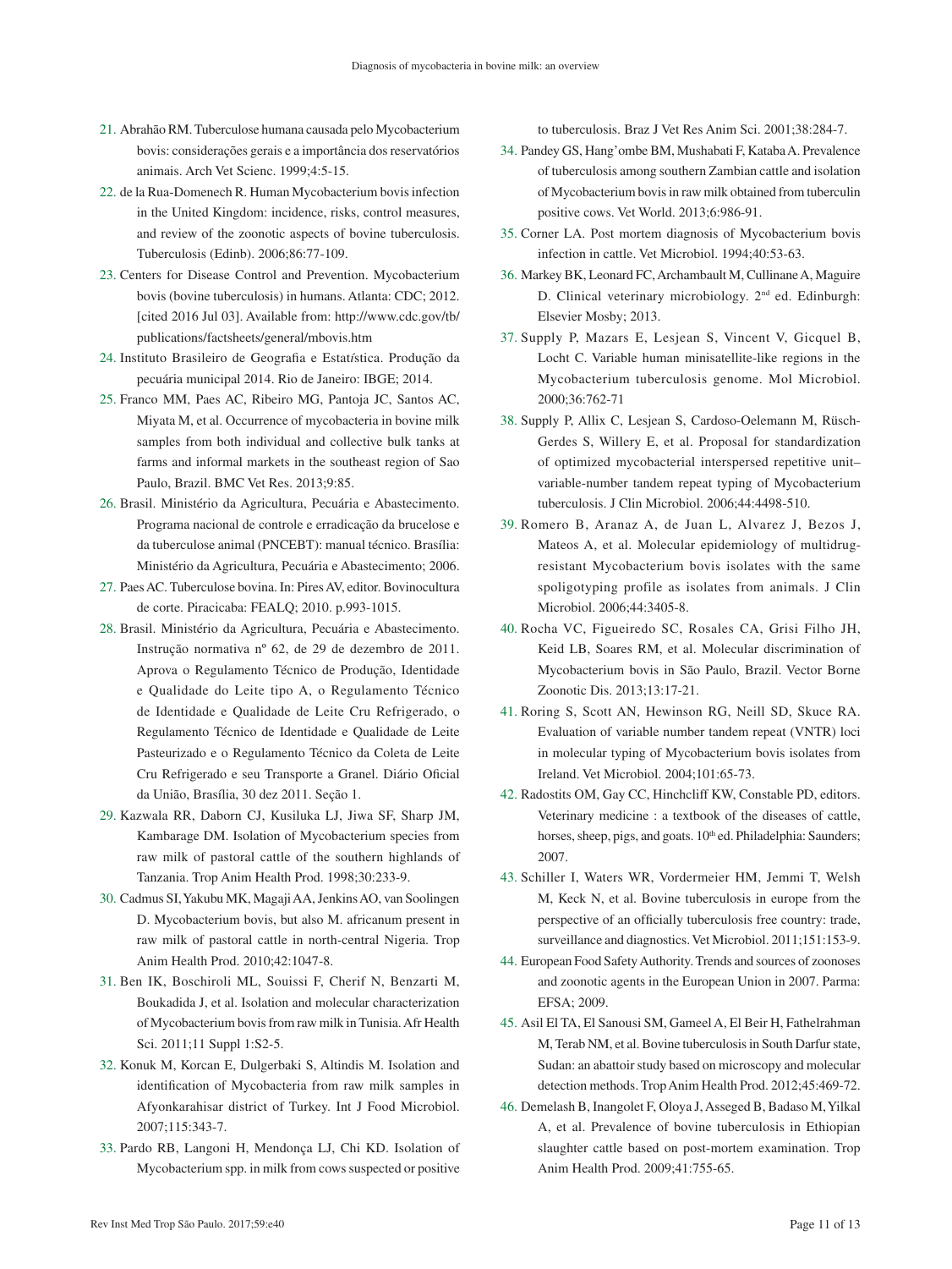21. Abrahão RM. Tuberculose humana causada pelo Mycobacterium bovis: considerações gerais e a importância dos reservatórios animais. Arch Vet Scienc. 1999;4:5-15.
22. de la Rua-Domenech R. Human Mycobacterium bovis infection in the United Kingdom: incidence, risks, control measures, and review of the zoonotic aspects of bovine tuberculosis. Tuberculosis (Edinb). 2006;86:77-109.
23. Centers for Disease Control and Prevention. Mycobacterium bovis (bovine tuberculosis) in humans. Atlanta: CDC; 2012. [cited 2016 Jul 03]. Available from: http://www.cdc.gov/tb/publications/factsheets/general/mbovis.htm
24. Instituto Brasileiro de Geografia e Estatística. Produção da pecuária municipal 2014. Rio de Janeiro: IBGE; 2014.
25. Franco MM, Paes AC, Ribeiro MG, Pantoja JC, Santos AC, Miyata M, et al. Occurrence of mycobacteria in bovine milk samples from both individual and collective bulk tanks at farms and informal markets in the southeast region of Sao Paulo, Brazil. BMC Vet Res. 2013;9:85.
26. Brasil. Ministério da Agricultura, Pecuária e Abastecimento. Programa nacional de controle e erradicação da brucelose e da tuberculose animal (PNCEBT): manual técnico. Brasília: Ministério da Agricultura, Pecuária e Abastecimento; 2006.
27. Paes AC. Tuberculose bovina. In: Pires AV, editor. Bovinocultura de corte. Piracicaba: FEALQ; 2010. p.993-1015.
28. Brasil. Ministério da Agricultura, Pecuária e Abastecimento. Instrução normativa nº 62, de 29 de dezembro de 2011. Aprova o Regulamento Técnico de Produção, Identidade e Qualidade do Leite tipo A, o Regulamento Técnico de Identidade e Qualidade de Leite Cru Refrigerado, o Regulamento Técnico de Identidade e Qualidade de Leite Pasteurizado e o Regulamento Técnico da Coleta de Leite Cru Refrigerado e seu Transporte a Granel. Diário Oficial da União, Brasília, 30 dez 2011. Seção 1.
29. Kazwala RR, Daborn CJ, Kusiluka LJ, Jiwa SF, Sharp JM, Kambarage DM. Isolation of Mycobacterium species from raw milk of pastoral cattle of the southern highlands of Tanzania. Trop Anim Health Prod. 1998;30:233-9.
30. Cadmus SI, Yakubu MK, Magaji AA, Jenkins AO, van Soolingen D. Mycobacterium bovis, but also M. africanum present in raw milk of pastoral cattle in north-central Nigeria. Trop Anim Health Prod. 2010;42:1047-8.
31. Ben IK, Boschiroli ML, Souissi F, Cherif N, Benzarti M, Boukadida J, et al. Isolation and molecular characterization of Mycobacterium bovis from raw milk in Tunisia. Afr Health Sci. 2011;11 Suppl 1:S2-5.
32. Konuk M, Korcan E, Dulgerbaki S, Altindis M. Isolation and identification of Mycobacteria from raw milk samples in Afyonkarahisar district of Turkey. Int J Food Microbiol. 2007;115:343-7.
33. Pardo RB, Langoni H, Mendonça LJ, Chi KD. Isolation of Mycobacterium spp. in milk from cows suspected or positive to tuberculosis. Braz J Vet Res Anim Sci. 2001;38:284-7.
34. Pandey GS, Hang'ombe BM, Mushabati F, Kataba A. Prevalence of tuberculosis among southern Zambian cattle and isolation of Mycobacterium bovis in raw milk obtained from tuberculin positive cows. Vet World. 2013;6:986-91.
35. Corner LA. Post mortem diagnosis of Mycobacterium bovis infection in cattle. Vet Microbiol. 1994;40:53-63.
36. Markey BK, Leonard FC, Archambault M, Cullinane A, Maguire D. Clinical veterinary microbiology. 2nd ed. Edinburgh: Elsevier Mosby; 2013.
37. Supply P, Mazars E, Lesjean S, Vincent V, Gicquel B, Locht C. Variable human minisatellite-like regions in the Mycobacterium tuberculosis genome. Mol Microbiol. 2000;36:762-71
38. Supply P, Allix C, Lesjean S, Cardoso-Oelemann M, Rüsch-Gerdes S, Willery E, et al. Proposal for standardization of optimized mycobacterial interspersed repetitive unit–variable-number tandem repeat typing of Mycobacterium tuberculosis. J Clin Microbiol. 2006;44:4498-510.
39. Romero B, Aranaz A, de Juan L, Alvarez J, Bezos J, Mateos A, et al. Molecular epidemiology of multidrug-resistant Mycobacterium bovis isolates with the same spoligotyping profile as isolates from animals. J Clin Microbiol. 2006;44:3405-8.
40. Rocha VC, Figueiredo SC, Rosales CA, Grisi Filho JH, Keid LB, Soares RM, et al. Molecular discrimination of Mycobacterium bovis in São Paulo, Brazil. Vector Borne Zoonotic Dis. 2013;13:17-21.
41. Roring S, Scott AN, Hewinson RG, Neill SD, Skuce RA. Evaluation of variable number tandem repeat (VNTR) loci in molecular typing of Mycobacterium bovis isolates from Ireland. Vet Microbiol. 2004;101:65-73.
42. Radostits OM, Gay CC, Hinchcliff KW, Constable PD, editors. Veterinary medicine : a textbook of the diseases of cattle, horses, sheep, pigs, and goats. 10th ed. Philadelphia: Saunders; 2007.
43. Schiller I, Waters WR, Vordermeier HM, Jemmi T, Welsh M, Keck N, et al. Bovine tuberculosis in europe from the perspective of an officially tuberculosis free country: trade, surveillance and diagnostics. Vet Microbiol. 2011;151:153-9.
44. European Food Safety Authority. Trends and sources of zoonoses and zoonotic agents in the European Union in 2007. Parma: EFSA; 2009.
45. Asil El TA, El Sanousi SM, Gameel A, El Beir H, Fathelrahman M, Terab NM, et al. Bovine tuberculosis in South Darfur state, Sudan: an abattoir study based on microscopy and molecular detection methods. Trop Anim Health Prod. 2012;45:469-72.
46. Demelash B, Inangolet F, Oloya J, Asseged B, Badaso M, Yilkal A, et al. Prevalence of bovine tuberculosis in Ethiopian slaughter cattle based on post-mortem examination. Trop Anim Health Prod. 2009;41:755-65.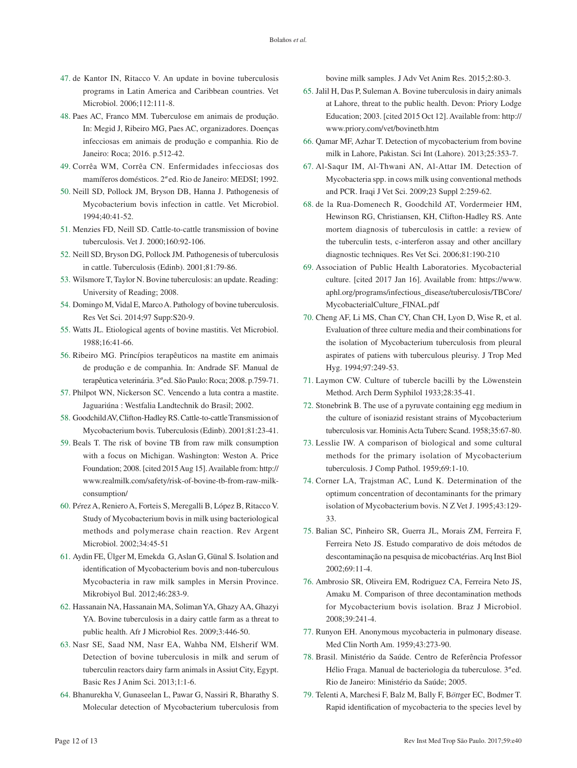47. de Kantor IN, Ritacco V. An update in bovine tuberculosis programs in Latin America and Caribbean countries. Vet Microbiol. 2006;112:111-8.
48. Paes AC, Franco MM. Tuberculose em animais de produção. In: Megid J, Ribeiro MG, Paes AC, organizadores. Doenças infecciosas em animais de produção e companhia. Rio de Janeiro: Roca; 2016. p.512-42.
49. Corrêa WM, Corrêa CN. Enfermidades infecciosas dos mamíferos domésticos. 2ªed. Rio de Janeiro: MEDSI; 1992.
50. Neill SD, Pollock JM, Bryson DB, Hanna J. Pathogenesis of Mycobacterium bovis infection in cattle. Vet Microbiol. 1994;40:41-52.
51. Menzies FD, Neill SD. Cattle-to-cattle transmission of bovine tuberculosis. Vet J. 2000;160:92-106.
52. Neill SD, Bryson DG, Pollock JM. Pathogenesis of tuberculosis in cattle. Tuberculosis (Edinb). 2001;81:79-86.
53. Wilsmore T, Taylor N. Bovine tuberculosis: an update. Reading: University of Reading; 2008.
54. Domingo M, Vidal E, Marco A. Pathology of bovine tuberculosis. Res Vet Sci. 2014;97 Supp:S20-9.
55. Watts JL. Etiological agents of bovine mastitis. Vet Microbiol. 1988;16:41-66.
56. Ribeiro MG. Princípios terapêuticos na mastite em animais de produção e de companhia. In: Andrade SF. Manual de terapêutica veterinária. 3ªed. São Paulo: Roca; 2008. p.759-71.
57. Philpot WN, Nickerson SC. Vencendo a luta contra a mastite. Jaguariúna : Westfalia Landtechnik do Brasil; 2002.
58. Goodchild AV, Clifton-Hadley RS. Cattle-to-cattle Transmission of Mycobacterium bovis. Tuberculosis (Edinb). 2001;81:23-41.
59. Beals T. The risk of bovine TB from raw milk consumption with a focus on Michigan. Washington: Weston A. Price Foundation; 2008. [cited 2015 Aug 15]. Available from: http://www.realmilk.com/safety/risk-of-bovine-tb-from-raw-milk-consumption/
60. Pérez A, Reniero A, Forteis S, Meregalli B, López B, Ritacco V. Study of Mycobacterium bovis in milk using bacteriological methods and polymerase chain reaction. Rev Argent Microbiol. 2002;34:45-51
61. Aydin FE, Ülger M, Emekda G, Aslan G, Günal S. Isolation and identification of Mycobacterium bovis and non-tuberculous Mycobacteria in raw milk samples in Mersin Province. Mikrobiyol Bul. 2012;46:283-9.
62. Hassanain NA, Hassanain MA, Soliman YA, Ghazy AA, Ghazyi YA. Bovine tuberculosis in a dairy cattle farm as a threat to public health. Afr J Microbiol Res. 2009;3:446-50.
63. Nasr SE, Saad NM, Nasr EA, Wahba NM, Elsherif WM. Detection of bovine tuberculosis in milk and serum of tuberculin reactors dairy farm animals in Assiut City, Egypt. Basic Res J Anim Sci. 2013;1:1-6.
64. Bhanurekha V, Gunaseelan L, Pawar G, Nassiri R, Bharathy S. Molecular detection of Mycobacterium tuberculosis from bovine milk samples. J Adv Vet Anim Res. 2015;2:80-3.
65. Jalil H, Das P, Suleman A. Bovine tuberculosis in dairy animals at Lahore, threat to the public health. Devon: Priory Lodge Education; 2003. [cited 2015 Oct 12]. Available from: http://www.priory.com/vet/bovinetb.htm
66. Qamar MF, Azhar T. Detection of mycobacterium from bovine milk in Lahore, Pakistan. Sci Int (Lahore). 2013;25:353-7.
67. Al-Saqur IM, Al-Thwani AN, Al-Attar IM. Detection of Mycobacteria spp. in cows milk using conventional methods and PCR. Iraqi J Vet Sci. 2009;23 Suppl 2:259-62.
68. de la Rua-Domenech R, Goodchild AT, Vordermeier HM, Hewinson RG, Christiansen, KH, Clifton-Hadley RS. Ante mortem diagnosis of tuberculosis in cattle: a review of the tuberculin tests, c-interferon assay and other ancillary diagnostic techniques. Res Vet Sci. 2006;81:190-210
69. Association of Public Health Laboratories. Mycobacterial culture. [cited 2017 Jan 16]. Available from: https://www.aphl.org/programs/infectious_disease/tuberculosis/TBCore/MycobacterialCulture_FINAL.pdf
70. Cheng AF, Li MS, Chan CY, Chan CH, Lyon D, Wise R, et al. Evaluation of three culture media and their combinations for the isolation of Mycobacterium tuberculosis from pleural aspirates of patiens with tuberculous pleurisy. J Trop Med Hyg. 1994;97:249-53.
71. Laymon CW. Culture of tubercle bacilli by the Löwenstein Method. Arch Derm Syphilol 1933;28:35-41.
72. Stonebrink B. The use of a pyruvate containing egg medium in the culture of isoniazid resistant strains of Mycobacterium tuberculosis var. Hominis Acta Tuberc Scand. 1958;35:67-80.
73. Lesslie IW. A comparison of biological and some cultural methods for the primary isolation of Mycobacterium tuberculosis. J Comp Pathol. 1959;69:1-10.
74. Corner LA, Trajstman AC, Lund K. Determination of the optimum concentration of decontaminants for the primary isolation of Mycobacterium bovis. N Z Vet J. 1995;43:129-33.
75. Balian SC, Pinheiro SR, Guerra JL, Morais ZM, Ferreira F, Ferreira Neto JS. Estudo comparativo de dois métodos de descontaminação na pesquisa de micobactérias. Arq Inst Biol 2002;69:11-4.
76. Ambrosio SR, Oliveira EM, Rodriguez CA, Ferreira Neto JS, Amaku M. Comparison of three decontamination methods for Mycobacterium bovis isolation. Braz J Microbiol. 2008;39:241-4.
77. Runyon EH. Anonymous mycobacteria in pulmonary disease. Med Clin North Am. 1959;43:273-90.
78. Brasil. Ministério da Saúde. Centro de Referência Professor Hélio Fraga. Manual de bacteriologia da tuberculose. 3ªed. Rio de Janeiro: Ministério da Saúde; 2005.
79. Telenti A, Marchesi F, Balz M, Bally F, Böttger EC, Bodmer T. Rapid identification of mycobacteria to the species level by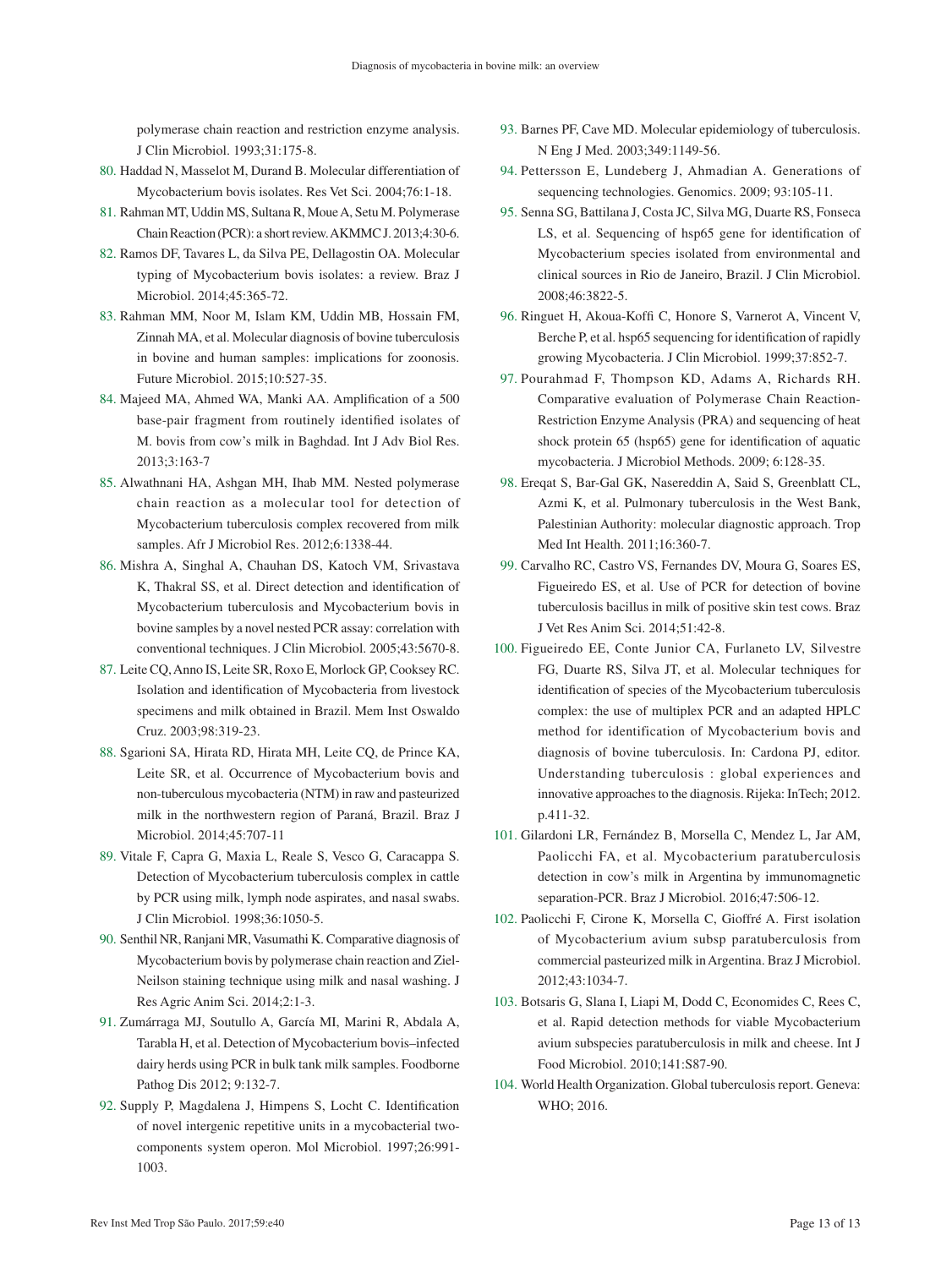polymerase chain reaction and restriction enzyme analysis. J Clin Microbiol. 1993;31:175-8.

80. Haddad N, Masselot M, Durand B. Molecular differentiation of Mycobacterium bovis isolates. Res Vet Sci. 2004;76:1-18.
81. Rahman MT, Uddin MS, Sultana R, Moue A, Setu M. Polymerase Chain Reaction (PCR): a short review. AKMMC J. 2013;4:30-6.
82. Ramos DF, Tavares L, da Silva PE, Dellagostin OA. Molecular typing of Mycobacterium bovis isolates: a review. Braz J Microbiol. 2014;45:365-72.
83. Rahman MM, Noor M, Islam KM, Uddin MB, Hossain FM, Zinnah MA, et al. Molecular diagnosis of bovine tuberculosis in bovine and human samples: implications for zoonosis. Future Microbiol. 2015;10:527-35.
84. Majeed MA, Ahmed WA, Manki AA. Amplification of a 500 base-pair fragment from routinely identified isolates of M. bovis from cow's milk in Baghdad. Int J Adv Biol Res. 2013;3:163-7
85. Alwathnani HA, Ashgan MH, Ihab MM. Nested polymerase chain reaction as a molecular tool for detection of Mycobacterium tuberculosis complex recovered from milk samples. Afr J Microbiol Res. 2012;6:1338-44.
86. Mishra A, Singhal A, Chauhan DS, Katoch VM, Srivastava K, Thakral SS, et al. Direct detection and identification of Mycobacterium tuberculosis and Mycobacterium bovis in bovine samples by a novel nested PCR assay: correlation with conventional techniques. J Clin Microbiol. 2005;43:5670-8.
87. Leite CQ, Anno IS, Leite SR, Roxo E, Morlock GP, Cooksey RC. Isolation and identification of Mycobacteria from livestock specimens and milk obtained in Brazil. Mem Inst Oswaldo Cruz. 2003;98:319-23.
88. Sgarioni SA, Hirata RD, Hirata MH, Leite CQ, de Prince KA, Leite SR, et al. Occurrence of Mycobacterium bovis and non-tuberculous mycobacteria (NTM) in raw and pasteurized milk in the northwestern region of Paraná, Brazil. Braz J Microbiol. 2014;45:707-11
89. Vitale F, Capra G, Maxia L, Reale S, Vesco G, Caracappa S. Detection of Mycobacterium tuberculosis complex in cattle by PCR using milk, lymph node aspirates, and nasal swabs. J Clin Microbiol. 1998;36:1050-5.
90. Senthil NR, Ranjani MR, Vasumathi K. Comparative diagnosis of Mycobacterium bovis by polymerase chain reaction and Ziel-Neilson staining technique using milk and nasal washing. J Res Agric Anim Sci. 2014;2:1-3.
91. Zumárraga MJ, Soutullo A, García MI, Marini R, Abdala A, Tarabla H, et al. Detection of Mycobacterium bovis–infected dairy herds using PCR in bulk tank milk samples. Foodborne Pathog Dis 2012; 9:132-7.
92. Supply P, Magdalena J, Himpens S, Locht C. Identification of novel intergenic repetitive units in a mycobacterial two-components system operon. Mol Microbiol. 1997;26:991-1003.
93. Barnes PF, Cave MD. Molecular epidemiology of tuberculosis. N Eng J Med. 2003;349:1149-56.
94. Pettersson E, Lundeberg J, Ahmadian A. Generations of sequencing technologies. Genomics. 2009; 93:105-11.
95. Senna SG, Battilana J, Costa JC, Silva MG, Duarte RS, Fonseca LS, et al. Sequencing of hsp65 gene for identification of Mycobacterium species isolated from environmental and clinical sources in Rio de Janeiro, Brazil. J Clin Microbiol. 2008;46:3822-5.
96. Ringuet H, Akoua-Koffi C, Honore S, Varnerot A, Vincent V, Berche P, et al. hsp65 sequencing for identification of rapidly growing Mycobacteria. J Clin Microbiol. 1999;37:852-7.
97. Pourahmad F, Thompson KD, Adams A, Richards RH. Comparative evaluation of Polymerase Chain Reaction-Restriction Enzyme Analysis (PRA) and sequencing of heat shock protein 65 (hsp65) gene for identification of aquatic mycobacteria. J Microbiol Methods. 2009; 6:128-35.
98. Ereqat S, Bar-Gal GK, Nasereddin A, Said S, Greenblatt CL, Azmi K, et al. Pulmonary tuberculosis in the West Bank, Palestinian Authority: molecular diagnostic approach. Trop Med Int Health. 2011;16:360-7.
99. Carvalho RC, Castro VS, Fernandes DV, Moura G, Soares ES, Figueiredo ES, et al. Use of PCR for detection of bovine tuberculosis bacillus in milk of positive skin test cows. Braz J Vet Res Anim Sci. 2014;51:42-8.
100. Figueiredo EE, Conte Junior CA, Furlaneto LV, Silvestre FG, Duarte RS, Silva JT, et al. Molecular techniques for identification of species of the Mycobacterium tuberculosis complex: the use of multiplex PCR and an adapted HPLC method for identification of Mycobacterium bovis and diagnosis of bovine tuberculosis. In: Cardona PJ, editor. Understanding tuberculosis : global experiences and innovative approaches to the diagnosis. Rijeka: InTech; 2012. p.411-32.
101. Gilardoni LR, Fernández B, Morsella C, Mendez L, Jar AM, Paolicchi FA, et al. Mycobacterium paratuberculosis detection in cow's milk in Argentina by immunomagnetic separation-PCR. Braz J Microbiol. 2016;47:506-12.
102. Paolicchi F, Cirone K, Morsella C, Gioffré A. First isolation of Mycobacterium avium subsp paratuberculosis from commercial pasteurized milk in Argentina. Braz J Microbiol. 2012;43:1034-7.
103. Botsaris G, Slana I, Liapi M, Dodd C, Economides C, Rees C, et al. Rapid detection methods for viable Mycobacterium avium subspecies paratuberculosis in milk and cheese. Int J Food Microbiol. 2010;141:S87-90.
104. World Health Organization. Global tuberculosis report. Geneva: WHO; 2016.